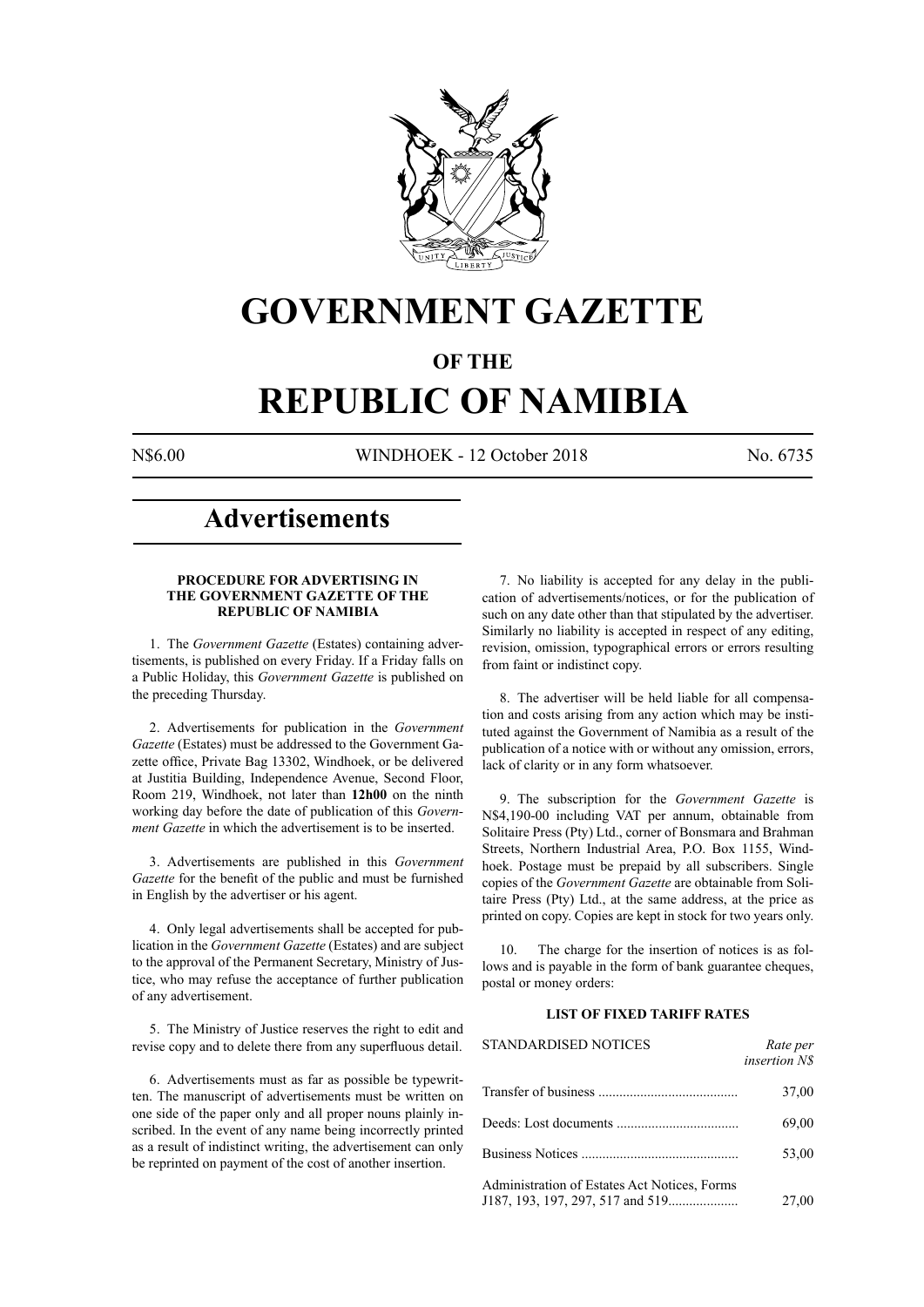# GOVERNMENT GAZETTE

## OF THE

# REPUBLIC OF NAMIBIA

N$6.00 WINDHOEK - 12 October 2018 No. 6735

# Advertisements

### PROCEDURE FOR ADVERTISING IN THE GOVERNMENT GAZETTE OF THE REPUBLIC OF NAMIBIA

1. The *Government Gazette* (Estates) containing advertisements, is published on every Friday. If a Friday falls on a Public Holiday, this *Government Gazette* is published on the preceding Thursday.

2. Advertisements for publication in the *Government Gazette* (Estates) must be addressed to the Government Gazette office, Private Bag 13302, Windhoek, or be delivered at Justitia Building, Independence Avenue, Second Floor, Room 219, Windhoek, not later than **12h00** on the ninth working day before the date of publication of this *Government Gazette* in which the advertisement is to be inserted.

3. Advertisements are published in this *Government Gazette* for the benefit of the public and must be furnished in English by the advertiser or his agent.

4. Only legal advertisements shall be accepted for publication in the *Government Gazette* (Estates) and are subject to the approval of the Permanent Secretary, Ministry of Justice, who may refuse the acceptance of further publication of any advertisement.

5. The Ministry of Justice reserves the right to edit and revise copy and to delete there from any superfluous detail.

6. Advertisements must as far as possible be typewritten. The manuscript of advertisements must be written on one side of the paper only and all proper nouns plainly inscribed. In the event of any name being incorrectly printed as a result of indistinct writing, the advertisement can only be reprinted on payment of the cost of another insertion.

7. No liability is accepted for any delay in the publication of advertisements/notices, or for the publication of such on any date other than that stipulated by the advertiser. Similarly no liability is accepted in respect of any editing, revision, omission, typographical errors or errors resulting from faint or indistinct copy.

8. The advertiser will be held liable for all compensation and costs arising from any action which may be instituted against the Government of Namibia as a result of the publication of a notice with or without any omission, errors, lack of clarity or in any form whatsoever.

9. The subscription for the *Government Gazette* is N$4,190-00 including VAT per annum, obtainable from Solitaire Press (Pty) Ltd., corner of Bonsmara and Brahman Streets, Northern Industrial Area, P.O. Box 1155, Windhoek. Postage must be prepaid by all subscribers. Single copies of the *Government Gazette* are obtainable from Solitaire Press (Pty) Ltd., at the same address, at the price as printed on copy. Copies are kept in stock for two years only.

10. The charge for the insertion of notices is as follows and is payable in the form of bank guarantee cheques, postal or money orders:

### LIST OF FIXED TARIFF RATES

| STANDARDISED NOTICES | *Rate per insertion N$* |
|---|---|
| Transfer of business | 37,00 |
| Deeds: Lost documents | 69,00 |
| Business Notices | 53,00 |
| Administration of Estates Act Notices, Forms J187, 193, 197, 297, 517 and 519 | 27,00 |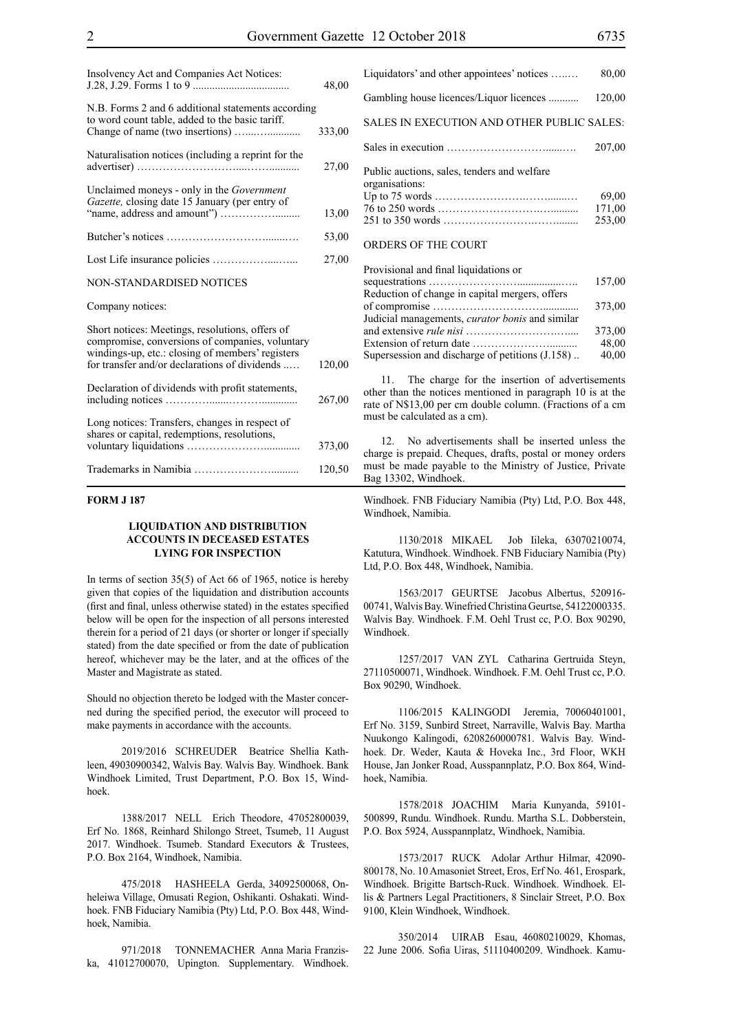| | |
|---|---|
| Insolvency Act and Companies Act Notices: J.28, J.29. Forms 1 to 9 | 48,00 |
| N.B. Forms 2 and 6 additional statements according to word count table, added to the basic tariff. Change of name (two insertions) | 333,00 |
| Naturalisation notices (including a reprint for the advertiser) | 27,00 |
| Unclaimed moneys - only in the *Government Gazette,* closing date 15 January (per entry of "name, address and amount") | 13,00 |
| Butcher's notices | 53,00 |
| Lost Life insurance policies | 27,00 |

NON-STANDARDISED NOTICES

Company notices:

| | |
|---|---|
| Short notices: Meetings, resolutions, offers of compromise, conversions of companies, voluntary windings-up, etc.: closing of members' registers for transfer and/or declarations of dividends | 120,00 |
| Declaration of dividends with profit statements, including notices | 267,00 |
| Long notices: Transfers, changes in respect of shares or capital, redemptions, resolutions, voluntary liquidations | 373,00 |
| Trademarks in Namibia | 120,50 |
| Liquidators' and other appointees' notices | 80,00 |
| Gambling house licences/Liquor licences | 120,00 |

SALES IN EXECUTION AND OTHER PUBLIC SALES:

| | |
|---|---|
| Sales in execution | 207,00 |
| Public auctions, sales, tenders and welfare organisations: | |
| Up to 75 words | 69,00 |
| 76 to 250 words | 171,00 |
| 251 to 350 words | 253,00 |

ORDERS OF THE COURT

| | |
|---|---|
| Provisional and final liquidations or sequestrations | 157,00 |
| Reduction of change in capital mergers, offers of compromise | 373,00 |
| Judicial managements, *curator bonis* and similar and extensive *rule nisi* | 373,00 |
| Extension of return date | 48,00 |
| Supersession and discharge of petitions (J.158) | 40,00 |

11. The charge for the insertion of advertisements other than the notices mentioned in paragraph 10 is at the rate of N$13,00 per cm double column. (Fractions of a cm must be calculated as a cm).

12. No advertisements shall be inserted unless the charge is prepaid. Cheques, drafts, postal or money orders must be made payable to the Ministry of Justice, Private Bag 13302, Windhoek.

**FORM J 187**

**LIQUIDATION AND DISTRIBUTION ACCOUNTS IN DECEASED ESTATES LYING FOR INSPECTION**

In terms of section 35(5) of Act 66 of 1965, notice is hereby given that copies of the liquidation and distribution accounts (first and final, unless otherwise stated) in the estates specified below will be open for the inspection of all persons interested therein for a period of 21 days (or shorter or longer if specially stated) from the date specified or from the date of publication hereof, whichever may be the later, and at the offices of the Master and Magistrate as stated.

Should no objection thereto be lodged with the Master concerned during the specified period, the executor will proceed to make payments in accordance with the accounts.

2019/2016 SCHREUDER Beatrice Shellia Kathleen, 49030900342, Walvis Bay. Walvis Bay. Windhoek. Bank Windhoek Limited, Trust Department, P.O. Box 15, Windhoek.

1388/2017 NELL Erich Theodore, 47052800039, Erf No. 1868, Reinhard Shilongo Street, Tsumeb, 11 August 2017. Windhoek. Tsumeb. Standard Executors & Trustees, P.O. Box 2164, Windhoek, Namibia.

475/2018 HASHEELA Gerda, 34092500068, Onheleiwa Village, Omusati Region, Oshikanti. Oshakati. Windhoek. FNB Fiduciary Namibia (Pty) Ltd, P.O. Box 448, Windhoek, Namibia.

971/2018 TONNEMACHER Anna Maria Franziska, 41012700070, Upington. Supplementary. Windhoek. Windhoek. FNB Fiduciary Namibia (Pty) Ltd, P.O. Box 448, Windhoek, Namibia.

1130/2018 MIKAEL Job Iileka, 63070210074, Katutura, Windhoek. Windhoek. FNB Fiduciary Namibia (Pty) Ltd, P.O. Box 448, Windhoek, Namibia.

1563/2017 GEURTSE Jacobus Albertus, 520916-00741, Walvis Bay. Winefried Christina Geurtse, 54122000335. Walvis Bay. Windhoek. F.M. Oehl Trust cc, P.O. Box 90290, Windhoek.

1257/2017 VAN ZYL Catharina Gertruida Steyn, 27110500071, Windhoek. Windhoek. F.M. Oehl Trust cc, P.O. Box 90290, Windhoek.

1106/2015 KALINGODI Jeremia, 70060401001, Erf No. 3159, Sunbird Street, Narraville, Walvis Bay. Martha Nuukongo Kalingodi, 6208260000781. Walvis Bay. Windhoek. Dr. Weder, Kauta & Hoveka Inc., 3rd Floor, WKH House, Jan Jonker Road, Ausspannplatz, P.O. Box 864, Windhoek, Namibia.

1578/2018 JOACHIM Maria Kunyanda, 59101-500899, Rundu. Windhoek. Rundu. Martha S.L. Dobberstein, P.O. Box 5924, Ausspannplatz, Windhoek, Namibia.

1573/2017 RUCK Adolar Arthur Hilmar, 42090-800178, No. 10 Amasoniet Street, Eros, Erf No. 461, Erospark, Windhoek. Brigitte Bartsch-Ruck. Windhoek. Windhoek. Ellis & Partners Legal Practitioners, 8 Sinclair Street, P.O. Box 9100, Klein Windhoek, Windhoek.

350/2014 UIRAB Esau, 46080210029, Khomas, 22 June 2006. Sofia Uiras, 51110400209. Windhoek. Kamu-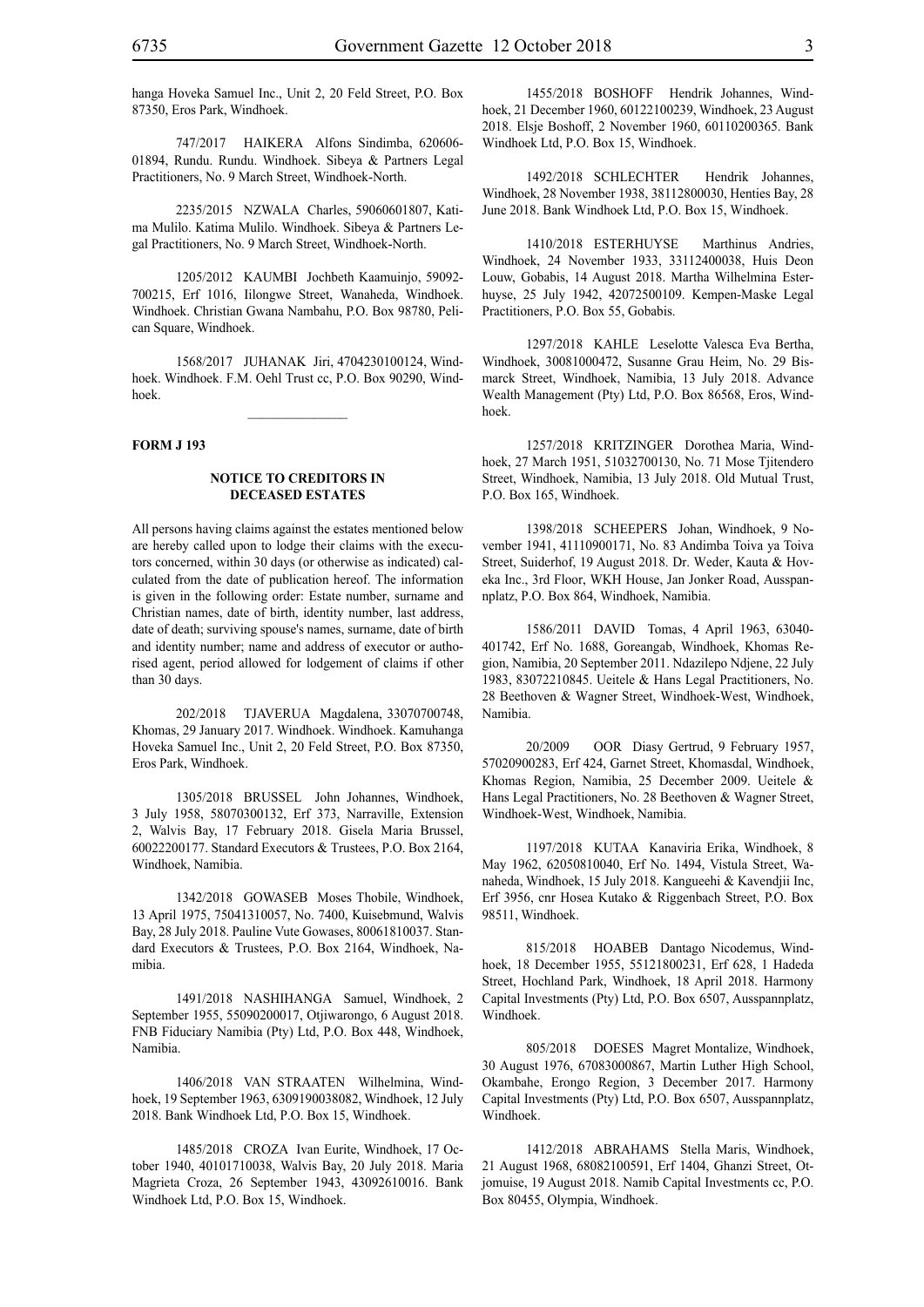hanga Hoveka Samuel Inc., Unit 2, 20 Feld Street, P.O. Box 87350, Eros Park, Windhoek.

747/2017 HAIKERA Alfons Sindimba, 620606-01894, Rundu. Rundu. Windhoek. Sibeya & Partners Legal Practitioners, No. 9 March Street, Windhoek-North.

2235/2015 NZWALA Charles, 59060601807, Katima Mulilo. Katima Mulilo. Windhoek. Sibeya & Partners Legal Practitioners, No. 9 March Street, Windhoek-North.

1205/2012 KAUMBI Jochbeth Kaamuinjo, 59092-700215, Erf 1016, Iilongwe Street, Wanaheda, Windhoek. Windhoek. Christian Gwana Nambahu, P.O. Box 98780, Pelican Square, Windhoek.

1568/2017 JUHANAK Jiri, 4704230100124, Windhoek. Windhoek. F.M. Oehl Trust cc, P.O. Box 90290, Windhoek.

---

**FORM J 193**

### NOTICE TO CREDITORS IN DECEASED ESTATES

All persons having claims against the estates mentioned below are hereby called upon to lodge their claims with the executors concerned, within 30 days (or otherwise as indicated) calculated from the date of publication hereof. The information is given in the following order: Estate number, surname and Christian names, date of birth, identity number, last address, date of death; surviving spouse's names, surname, date of birth and identity number; name and address of executor or authorised agent, period allowed for lodgement of claims if other than 30 days.

202/2018 TJAVERUA Magdalena, 33070700748, Khomas, 29 January 2017. Windhoek. Windhoek. Kamuhanga Hoveka Samuel Inc., Unit 2, 20 Feld Street, P.O. Box 87350, Eros Park, Windhoek.

1305/2018 BRUSSEL John Johannes, Windhoek, 3 July 1958, 58070300132, Erf 373, Narraville, Extension 2, Walvis Bay, 17 February 2018. Gisela Maria Brussel, 60022200177. Standard Executors & Trustees, P.O. Box 2164, Windhoek, Namibia.

1342/2018 GOWASEB Moses Thobile, Windhoek, 13 April 1975, 75041310057, No. 7400, Kuisebmund, Walvis Bay, 28 July 2018. Pauline Vute Gowases, 80061810037. Standard Executors & Trustees, P.O. Box 2164, Windhoek, Namibia.

1491/2018 NASHIHANGA Samuel, Windhoek, 2 September 1955, 55090200017, Otjiwarongo, 6 August 2018. FNB Fiduciary Namibia (Pty) Ltd, P.O. Box 448, Windhoek, Namibia.

1406/2018 VAN STRAATEN Wilhelmina, Windhoek, 19 September 1963, 6309190038082, Windhoek, 12 July 2018. Bank Windhoek Ltd, P.O. Box 15, Windhoek.

1485/2018 CROZA Ivan Eurite, Windhoek, 17 October 1940, 40101710038, Walvis Bay, 20 July 2018. Maria Magrieta Croza, 26 September 1943, 43092610016. Bank Windhoek Ltd, P.O. Box 15, Windhoek.

1455/2018 BOSHOFF Hendrik Johannes, Windhoek, 21 December 1960, 60122100239, Windhoek, 23 August 2018. Elsje Boshoff, 2 November 1960, 60110200365. Bank Windhoek Ltd, P.O. Box 15, Windhoek.

1492/2018 SCHLECHTER Hendrik Johannes, Windhoek, 28 November 1938, 38112800030, Henties Bay, 28 June 2018. Bank Windhoek Ltd, P.O. Box 15, Windhoek.

1410/2018 ESTERHUYSE Marthinus Andries, Windhoek, 24 November 1933, 33112400038, Huis Deon Louw, Gobabis, 14 August 2018. Martha Wilhelmina Esterhuyse, 25 July 1942, 42072500109. Kempen-Maske Legal Practitioners, P.O. Box 55, Gobabis.

1297/2018 KAHLE Leselotte Valesca Eva Bertha, Windhoek, 30081000472, Susanne Grau Heim, No. 29 Bismarck Street, Windhoek, Namibia, 13 July 2018. Advance Wealth Management (Pty) Ltd, P.O. Box 86568, Eros, Windhoek.

1257/2018 KRITZINGER Dorothea Maria, Windhoek, 27 March 1951, 51032700130, No. 71 Mose Tjitendero Street, Windhoek, Namibia, 13 July 2018. Old Mutual Trust, P.O. Box 165, Windhoek.

1398/2018 SCHEEPERS Johan, Windhoek, 9 November 1941, 41110900171, No. 83 Andimba Toiva ya Toiva Street, Suiderhof, 19 August 2018. Dr. Weder, Kauta & Hoveka Inc., 3rd Floor, WKH House, Jan Jonker Road, Ausspannplatz, P.O. Box 864, Windhoek, Namibia.

1586/2011 DAVID Tomas, 4 April 1963, 63040-401742, Erf No. 1688, Goreangab, Windhoek, Khomas Region, Namibia, 20 September 2011. Ndazilepo Ndjene, 22 July 1983, 83072210845. Ueitele & Hans Legal Practitioners, No. 28 Beethoven & Wagner Street, Windhoek-West, Windhoek, Namibia.

20/2009 OOR Diasy Gertrud, 9 February 1957, 57020900283, Erf 424, Garnet Street, Khomasdal, Windhoek, Khomas Region, Namibia, 25 December 2009. Ueitele & Hans Legal Practitioners, No. 28 Beethoven & Wagner Street, Windhoek-West, Windhoek, Namibia.

1197/2018 KUTAA Kanaviria Erika, Windhoek, 8 May 1962, 62050810040, Erf No. 1494, Vistula Street, Wanaheda, Windhoek, 15 July 2018. Kangueehi & Kavendjii Inc, Erf 3956, cnr Hosea Kutako & Riggenbach Street, P.O. Box 98511, Windhoek.

815/2018 HOABEB Dantago Nicodemus, Windhoek, 18 December 1955, 55121800231, Erf 628, 1 Hadeda Street, Hochland Park, Windhoek, 18 April 2018. Harmony Capital Investments (Pty) Ltd, P.O. Box 6507, Ausspannplatz, Windhoek.

805/2018 DOESES Magret Montalize, Windhoek, 30 August 1976, 67083000867, Martin Luther High School, Okambahe, Erongo Region, 3 December 2017. Harmony Capital Investments (Pty) Ltd, P.O. Box 6507, Ausspannplatz, Windhoek.

1412/2018 ABRAHAMS Stella Maris, Windhoek, 21 August 1968, 68082100591, Erf 1404, Ghanzi Street, Otjomuise, 19 August 2018. Namib Capital Investments cc, P.O. Box 80455, Olympia, Windhoek.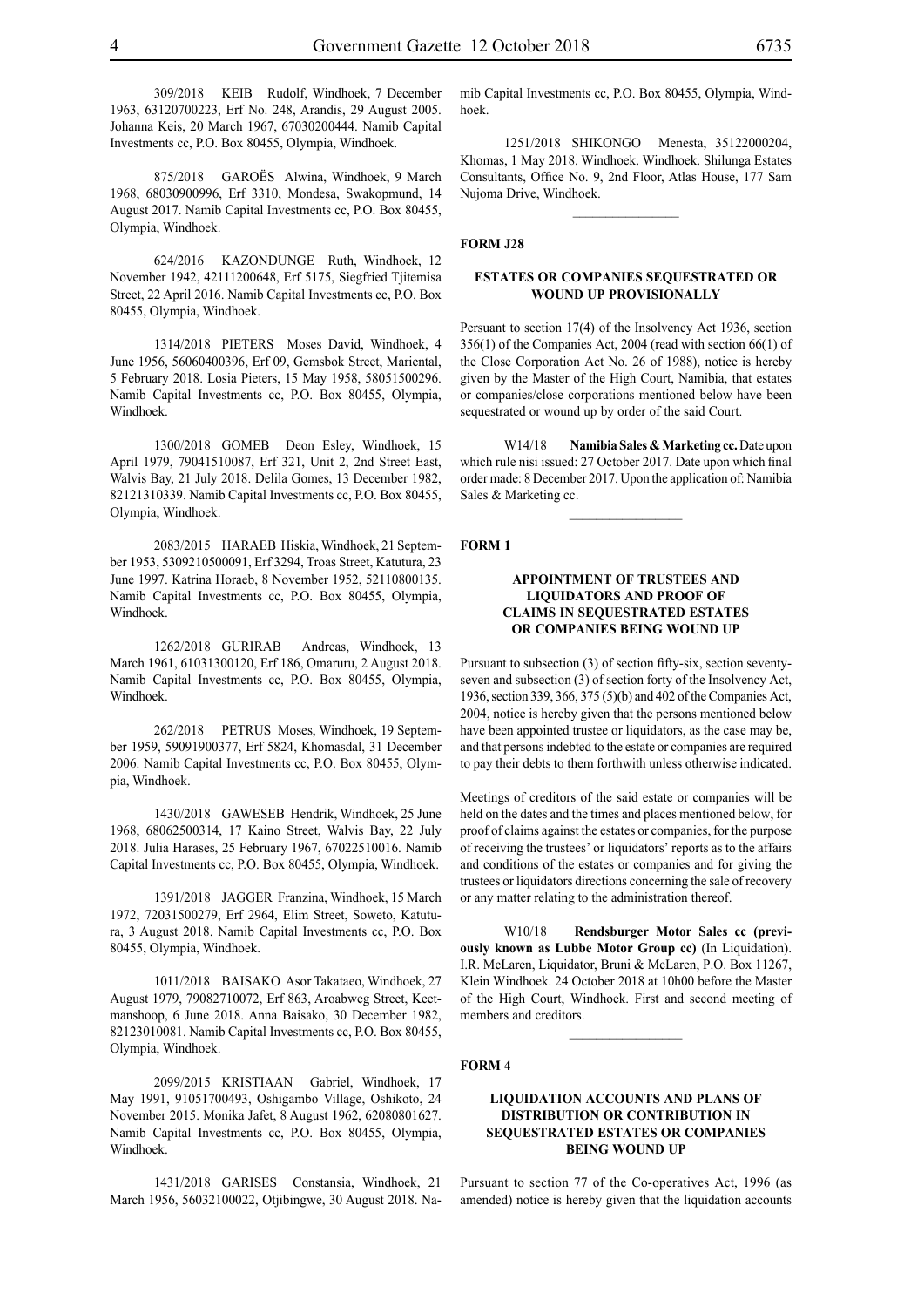309/2018 KEIB Rudolf, Windhoek, 7 December 1963, 63120700223, Erf No. 248, Arandis, 29 August 2005. Johanna Keis, 20 March 1967, 67030200444. Namib Capital Investments cc, P.O. Box 80455, Olympia, Windhoek.

875/2018 GAROËS Alwina, Windhoek, 9 March 1968, 68030900996, Erf 3310, Mondesa, Swakopmund, 14 August 2017. Namib Capital Investments cc, P.O. Box 80455, Olympia, Windhoek.

624/2016 KAZONDUNGE Ruth, Windhoek, 12 November 1942, 42111200648, Erf 5175, Siegfried Tjitemisa Street, 22 April 2016. Namib Capital Investments cc, P.O. Box 80455, Olympia, Windhoek.

1314/2018 PIETERS Moses David, Windhoek, 4 June 1956, 56060400396, Erf 09, Gemsbok Street, Mariental, 5 February 2018. Losia Pieters, 15 May 1958, 58051500296. Namib Capital Investments cc, P.O. Box 80455, Olympia, Windhoek.

1300/2018 GOMEB Deon Esley, Windhoek, 15 April 1979, 79041510087, Erf 321, Unit 2, 2nd Street East, Walvis Bay, 21 July 2018. Delila Gomes, 13 December 1982, 82121310339. Namib Capital Investments cc, P.O. Box 80455, Olympia, Windhoek.

2083/2015 HARAEB Hiskia, Windhoek, 21 September 1953, 5309210500091, Erf 3294, Troas Street, Katutura, 23 June 1997. Katrina Horaeb, 8 November 1952, 52110800135. Namib Capital Investments cc, P.O. Box 80455, Olympia, Windhoek.

1262/2018 GURIRAB Andreas, Windhoek, 13 March 1961, 61031300120, Erf 186, Omaruru, 2 August 2018. Namib Capital Investments cc, P.O. Box 80455, Olympia, Windhoek.

262/2018 PETRUS Moses, Windhoek, 19 September 1959, 59091900377, Erf 5824, Khomasdal, 31 December 2006. Namib Capital Investments cc, P.O. Box 80455, Olympia, Windhoek.

1430/2018 GAWESEB Hendrik, Windhoek, 25 June 1968, 68062500314, 17 Kaino Street, Walvis Bay, 22 July 2018. Julia Harases, 25 February 1967, 67022510016. Namib Capital Investments cc, P.O. Box 80455, Olympia, Windhoek.

1391/2018 JAGGER Franzina, Windhoek, 15 March 1972, 72031500279, Erf 2964, Elim Street, Soweto, Katutura, 3 August 2018. Namib Capital Investments cc, P.O. Box 80455, Olympia, Windhoek.

1011/2018 BAISAKO Asor Takataeo, Windhoek, 27 August 1979, 79082710072, Erf 863, Aroabweg Street, Keetmanshoop, 6 June 2018. Anna Baisako, 30 December 1982, 82123010081. Namib Capital Investments cc, P.O. Box 80455, Olympia, Windhoek.

2099/2015 KRISTIAAN Gabriel, Windhoek, 17 May 1991, 91051700493, Oshigambo Village, Oshikoto, 24 November 2015. Monika Jafet, 8 August 1962, 62080801627. Namib Capital Investments cc, P.O. Box 80455, Olympia, Windhoek.

1431/2018 GARISES Constansia, Windhoek, 21 March 1956, 56032100022, Otjibingwe, 30 August 2018. Namib Capital Investments cc, P.O. Box 80455, Olympia, Windhoek.

1251/2018 SHIKONGO Menesta, 35122000204, Khomas, 1 May 2018. Windhoek. Windhoek. Shilunga Estates Consultants, Office No. 9, 2nd Floor, Atlas House, 177 Sam Nujoma Drive, Windhoek.

---

**FORM J28**

### ESTATES OR COMPANIES SEQUESTRATED OR WOUND UP PROVISIONALLY

Persuant to section 17(4) of the Insolvency Act 1936, section 356(1) of the Companies Act, 2004 (read with section 66(1) of the Close Corporation Act No. 26 of 1988), notice is hereby given by the Master of the High Court, Namibia, that estates or companies/close corporations mentioned below have been sequestrated or wound up by order of the said Court.

W14/18 **Namibia Sales & Marketing cc.** Date upon which rule nisi issued: 27 October 2017. Date upon which final order made: 8 December 2017. Upon the application of: Namibia Sales & Marketing cc.

---

**FORM 1**

### APPOINTMENT OF TRUSTEES AND LIQUIDATORS AND PROOF OF CLAIMS IN SEQUESTRATED ESTATES OR COMPANIES BEING WOUND UP

Pursuant to subsection (3) of section fifty-six, section seventy-seven and subsection (3) of section forty of the Insolvency Act, 1936, section 339, 366, 375 (5)(b) and 402 of the Companies Act, 2004, notice is hereby given that the persons mentioned below have been appointed trustee or liquidators, as the case may be, and that persons indebted to the estate or companies are required to pay their debts to them forthwith unless otherwise indicated.

Meetings of creditors of the said estate or companies will be held on the dates and the times and places mentioned below, for proof of claims against the estates or companies, for the purpose of receiving the trustees' or liquidators' reports as to the affairs and conditions of the estates or companies and for giving the trustees or liquidators directions concerning the sale of recovery or any matter relating to the administration thereof.

W10/18 **Rendsburger Motor Sales cc (previously known as Lubbe Motor Group cc)** (In Liquidation). I.R. McLaren, Liquidator, Bruni & McLaren, P.O. Box 11267, Klein Windhoek. 24 October 2018 at 10h00 before the Master of the High Court, Windhoek. First and second meeting of members and creditors.

---

**FORM 4**

### LIQUIDATION ACCOUNTS AND PLANS OF DISTRIBUTION OR CONTRIBUTION IN SEQUESTRATED ESTATES OR COMPANIES BEING WOUND UP

Pursuant to section 77 of the Co-operatives Act, 1996 (as amended) notice is hereby given that the liquidation accounts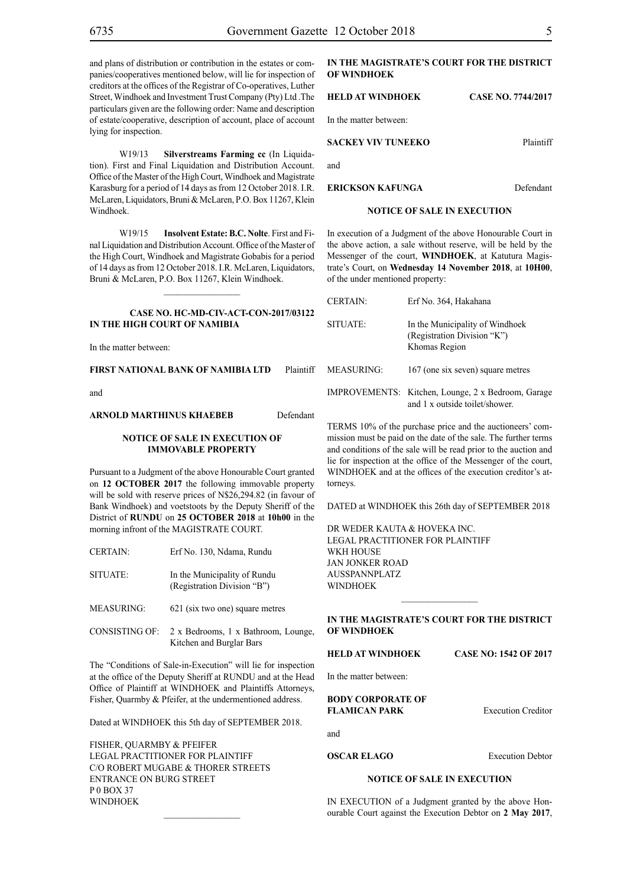and plans of distribution or contribution in the estates or companies/cooperatives mentioned below, will lie for inspection of creditors at the offices of the Registrar of Co-operatives, Luther Street, Windhoek and Investment Trust Company (Pty) Ltd .The particulars given are the following order: Name and description of estate/cooperative, description of account, place of account lying for inspection.

W19/13 **Silverstreams Farming cc** (In Liquidation). First and Final Liquidation and Distribution Account. Office of the Master of the High Court, Windhoek and Magistrate Karasburg for a period of 14 days as from 12 October 2018. I.R. McLaren, Liquidators, Bruni & McLaren, P.O. Box 11267, Klein Windhoek.

W19/15 **Insolvent Estate: B.C. Nolte**. First and Final Liquidation and Distribution Account. Office of the Master of the High Court, Windhoek and Magistrate Gobabis for a period of 14 days as from 12 October 2018. I.R. McLaren, Liquidators, Bruni & McLaren, P.O. Box 11267, Klein Windhoek.

---

**CASE NO. HC-MD-CIV-ACT-CON-2017/03122**
**IN THE HIGH COURT OF NAMIBIA**

In the matter between:

**FIRST NATIONAL BANK OF NAMIBIA LTD** Plaintiff

and

**ARNOLD MARTHINUS KHAEBEB** Defendant

**NOTICE OF SALE IN EXECUTION OF IMMOVABLE PROPERTY**

Pursuant to a Judgment of the above Honourable Court granted on **12 OCTOBER 2017** the following immovable property will be sold with reserve prices of N$26,294.82 (in favour of Bank Windhoek) and voetstoots by the Deputy Sheriff of the District of **RUNDU** on **25 OCTOBER 2018** at **10h00** in the morning infront of the MAGISTRATE COURT.

| | |
|---|---|
| CERTAIN: | Erf No. 130, Ndama, Rundu |
| SITUATE: | In the Municipality of Rundu (Registration Division "B") |
| MEASURING: | 621 (six two one) square metres |
| CONSISTING OF: | 2 x Bedrooms, 1 x Bathroom, Lounge, Kitchen and Burglar Bars |

The "Conditions of Sale-in-Execution" will lie for inspection at the office of the Deputy Sheriff at RUNDU and at the Head Office of Plaintiff at WINDHOEK and Plaintiffs Attorneys, Fisher, Quarmby & Pfeifer, at the undermentioned address.

Dated at WINDHOEK this 5th day of SEPTEMBER 2018.

FISHER, QUARMBY & PFEIFER
LEGAL PRACTITIONER FOR PLAINTIFF
C/O ROBERT MUGABE & THORER STREETS
ENTRANCE ON BURG STREET
P 0 BOX 37
WINDHOEK

---

**IN THE MAGISTRATE'S COURT FOR THE DISTRICT OF WINDHOEK**

**HELD AT WINDHOEK** **CASE NO. 7744/2017**

In the matter between:

**SACKEY VIV TUNEEKO** Plaintiff

and

**ERICKSON KAFUNGA** Defendant

**NOTICE OF SALE IN EXECUTION**

In execution of a Judgment of the above Honourable Court in the above action, a sale without reserve, will be held by the Messenger of the court, **WINDHOEK**, at Katutura Magistrate's Court, on **Wednesday 14 November 2018**, at **10H00**, of the under mentioned property:

| | |
|---|---|
| CERTAIN: | Erf No. 364, Hakahana |
| SITUATE: | In the Municipality of Windhoek (Registration Division "K") Khomas Region |
| MEASURING: | 167 (one six seven) square metres |
| IMPROVEMENTS: | Kitchen, Lounge, 2 x Bedroom, Garage and 1 x outside toilet/shower. |

TERMS 10% of the purchase price and the auctioneers' commission must be paid on the date of the sale. The further terms and conditions of the sale will be read prior to the auction and lie for inspection at the office of the Messenger of the court, WINDHOEK and at the offices of the execution creditor's attorneys.

DATED at WINDHOEK this 26th day of SEPTEMBER 2018

DR WEDER KAUTA & HOVEKA INC.
LEGAL PRACTITIONER FOR PLAINTIFF
WKH HOUSE
JAN JONKER ROAD
AUSSPANNPLATZ
WINDHOEK

---

**IN THE MAGISTRATE'S COURT FOR THE DISTRICT OF WINDHOEK**

**HELD AT WINDHOEK** **CASE NO: 1542 OF 2017**

In the matter between:

**BODY CORPORATE OF FLAMICAN PARK** Execution Creditor

and

**OSCAR ELAGO** Execution Debtor

**NOTICE OF SALE IN EXECUTION**

IN EXECUTION of a Judgment granted by the above Honourable Court against the Execution Debtor on **2 May 2017**,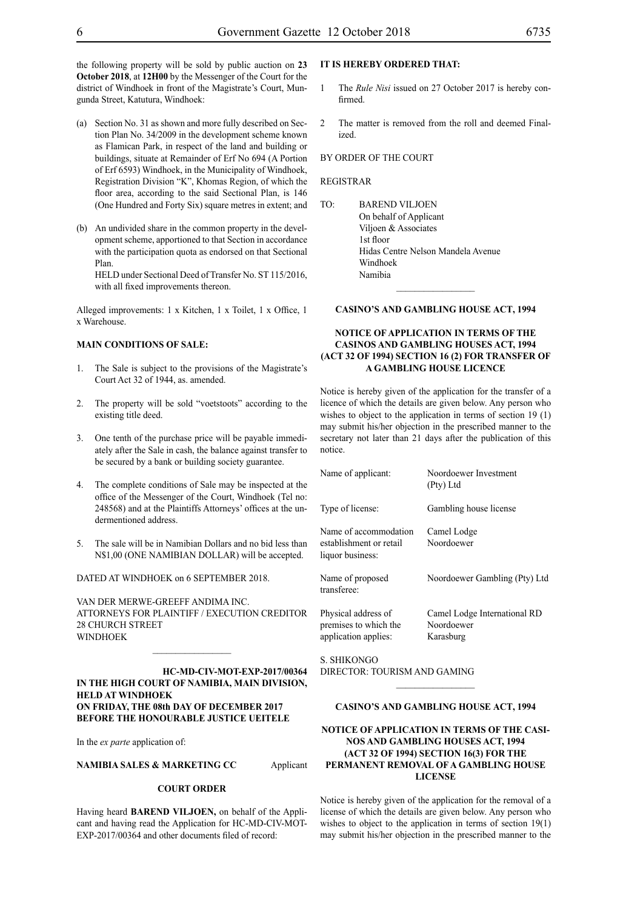the following property will be sold by public auction on **23 October 2018**, at **12H00** by the Messenger of the Court for the district of Windhoek in front of the Magistrate's Court, Mungunda Street, Katutura, Windhoek:

(a) Section No. 31 as shown and more fully described on Section Plan No. 34/2009 in the development scheme known as Flamican Park, in respect of the land and building or buildings, situate at Remainder of Erf No 694 (A Portion of Erf 6593) Windhoek, in the Municipality of Windhoek, Registration Division "K", Khomas Region, of which the floor area, according to the said Sectional Plan, is 146 (One Hundred and Forty Six) square metres in extent; and

(b) An undivided share in the common property in the development scheme, apportioned to that Section in accordance with the participation quota as endorsed on that Sectional Plan.

HELD under Sectional Deed of Transfer No. ST 115/2016, with all fixed improvements thereon.

Alleged improvements: 1 x Kitchen, 1 x Toilet, 1 x Office, 1 x Warehouse.

**MAIN CONDITIONS OF SALE:**

1. The Sale is subject to the provisions of the Magistrate's Court Act 32 of 1944, as. amended.
2. The property will be sold "voetstoots" according to the existing title deed.
3. One tenth of the purchase price will be payable immediately after the Sale in cash, the balance against transfer to be secured by a bank or building society guarantee.
4. The complete conditions of Sale may be inspected at the office of the Messenger of the Court, Windhoek (Tel no: 248568) and at the Plaintiffs Attorneys' offices at the undermentioned address.
5. The sale will be in Namibian Dollars and no bid less than N$1,00 (ONE NAMIBIAN DOLLAR) will be accepted.

DATED AT WINDHOEK on 6 SEPTEMBER 2018.

VAN DER MERWE-GREEFF ANDIMA INC.
ATTORNEYS FOR PLAINTIFF / EXECUTION CREDITOR
28 CHURCH STREET
WINDHOEK

---

**HC-MD-CIV-MOT-EXP-2017/00364**

**IN THE HIGH COURT OF NAMIBIA, MAIN DIVISION, HELD AT WINDHOEK**
**ON FRIDAY, THE 08th DAY OF DECEMBER 2017**
**BEFORE THE HONOURABLE JUSTICE UEITELE**

In the *ex parte* application of:

**NAMIBIA SALES & MARKETING CC** Applicant

**COURT ORDER**

Having heard **BAREND VILJOEN,** on behalf of the Applicant and having read the Application for HC-MD-CIV-MOT-EXP-2017/00364 and other documents filed of record:

**IT IS HEREBY ORDERED THAT:**

1. The *Rule Nisi* issued on 27 October 2017 is hereby confirmed.
2. The matter is removed from the roll and deemed Finalized.

BY ORDER OF THE COURT

REGISTRAR

TO: BAREND VILJOEN
On behalf of Applicant
Viljoen & Associates
1st floor
Hidas Centre Nelson Mandela Avenue
Windhoek
Namibia

---

**CASINO'S AND GAMBLING HOUSE ACT, 1994**

**NOTICE OF APPLICATION IN TERMS OF THE CASINOS AND GAMBLING HOUSES ACT, 1994 (ACT 32 OF 1994) SECTION 16 (2) FOR TRANSFER OF A GAMBLING HOUSE LICENCE**

Notice is hereby given of the application for the transfer of a licence of which the details are given below. Any person who wishes to object to the application in terms of section 19 (1) may submit his/her objection in the prescribed manner to the secretary not later than 21 days after the publication of this notice.

| | |
|---|---|
| Name of applicant: | Noordoewer Investment (Pty) Ltd |
| Type of license: | Gambling house license |
| Name of accommodation establishment or retail liquor business: | Camel Lodge Noordoewer |
| Name of proposed transferee: | Noordoewer Gambling (Pty) Ltd |
| Physical address of premises to which the application applies: | Camel Lodge International RD Noordoewer Karasburg |

S. SHIKONGO
DIRECTOR: TOURISM AND GAMING

---

**CASINO'S AND GAMBLING HOUSE ACT, 1994**

**NOTICE OF APPLICATION IN TERMS OF THE CASINOS AND GAMBLING HOUSES ACT, 1994 (ACT 32 OF 1994) SECTION 16(3) FOR THE PERMANENT REMOVAL OF A GAMBLING HOUSE LICENSE**

Notice is hereby given of the application for the removal of a license of which the details are given below. Any person who wishes to object to the application in terms of section 19(1) may submit his/her objection in the prescribed manner to the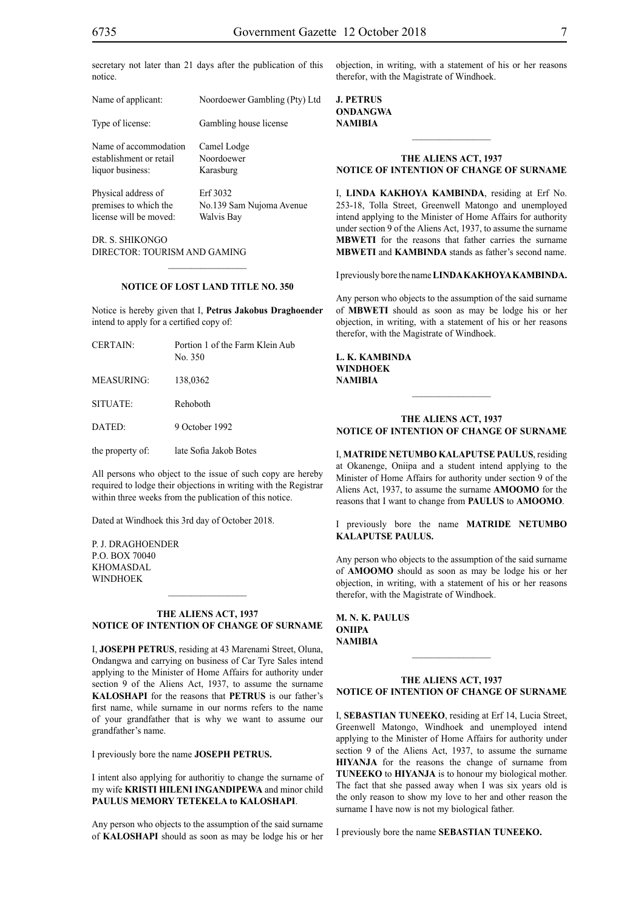secretary not later than 21 days after the publication of this notice.

| | |
|---|---|
| Name of applicant: | Noordoewer Gambling (Pty) Ltd |
| Type of license: | Gambling house license |
| Name of accommodation establishment or retail liquor business: | Camel Lodge Noordoewer Karasburg |
| Physical address of premises to which the license will be moved: | Erf 3032 No.139 Sam Nujoma Avenue Walvis Bay |

DR. S. SHIKONGO
DIRECTOR: TOURISM AND GAMING

---

**NOTICE OF LOST LAND TITLE NO. 350**

Notice is hereby given that I, **Petrus Jakobus Draghoender** intend to apply for a certified copy of:

| | |
|---|---|
| CERTAIN: | Portion 1 of the Farm Klein Aub No. 350 |
| MEASURING: | 138,0362 |
| SITUATE: | Rehoboth |
| DATED: | 9 October 1992 |
| the property of: | late Sofia Jakob Botes |

All persons who object to the issue of such copy are hereby required to lodge their objections in writing with the Registrar within three weeks from the publication of this notice.

Dated at Windhoek this 3rd day of October 2018.

P. J. DRAGHOENDER
P.O. BOX 70040
KHOMASDAL
WINDHOEK

---

**THE ALIENS ACT, 1937**
**NOTICE OF INTENTION OF CHANGE OF SURNAME**

I, **JOSEPH PETRUS**, residing at 43 Marenami Street, Oluna, Ondangwa and carrying on business of Car Tyre Sales intend applying to the Minister of Home Affairs for authority under section 9 of the Aliens Act, 1937, to assume the surname **KALOSHAPI** for the reasons that **PETRUS** is our father's first name, while surname in our norms refers to the name of your grandfather that is why we want to assume our grandfather's name.

I previously bore the name **JOSEPH PETRUS.**

I intent also applying for authoritiy to change the surname of my wife **KRISTI HILENI INGANDIPEWA** and minor child **PAULUS MEMORY TETEKELA to KALOSHAPI**.

Any person who objects to the assumption of the said surname of **KALOSHAPI** should as soon as may be lodge his or her objection, in writing, with a statement of his or her reasons therefor, with the Magistrate of Windhoek.

**J. PETRUS**
**ONDANGWA**
**NAMIBIA**

---

**THE ALIENS ACT, 1937**
**NOTICE OF INTENTION OF CHANGE OF SURNAME**

I, **LINDA KAKHOYA KAMBINDA**, residing at Erf No. 253-18, Tolla Street, Greenwell Matongo and unemployed intend applying to the Minister of Home Affairs for authority under section 9 of the Aliens Act, 1937, to assume the surname **MBWETI** for the reasons that father carries the surname **MBWETI** and **KAMBINDA** stands as father's second name.

I previously bore the name **LINDA KAKHOYA KAMBINDA.**

Any person who objects to the assumption of the said surname of **MBWETI** should as soon as may be lodge his or her objection, in writing, with a statement of his or her reasons therefor, with the Magistrate of Windhoek.

**L. K. KAMBINDA**
**WINDHOEK**
**NAMIBIA**

---

**THE ALIENS ACT, 1937**
**NOTICE OF INTENTION OF CHANGE OF SURNAME**

I, **MATRIDE NETUMBO KALAPUTSE PAULUS**, residing at Okanenge, Oniipa and a student intend applying to the Minister of Home Affairs for authority under section 9 of the Aliens Act, 1937, to assume the surname **AMOOMO** for the reasons that I want to change from **PAULUS** to **AMOOMO**.

I previously bore the name **MATRIDE NETUMBO KALAPUTSE PAULUS.**

Any person who objects to the assumption of the said surname of **AMOOMO** should as soon as may be lodge his or her objection, in writing, with a statement of his or her reasons therefor, with the Magistrate of Windhoek.

**M. N. K. PAULUS**
**ONIIPA**
**NAMIBIA**

---

**THE ALIENS ACT, 1937**
**NOTICE OF INTENTION OF CHANGE OF SURNAME**

I, **SEBASTIAN TUNEEKO**, residing at Erf 14, Lucia Street, Greenwell Matongo, Windhoek and unemployed intend applying to the Minister of Home Affairs for authority under section 9 of the Aliens Act, 1937, to assume the surname **HIYANJA** for the reasons the change of surname from **TUNEEKO** to **HIYANJA** is to honour my biological mother. The fact that she passed away when I was six years old is the only reason to show my love to her and other reason the surname I have now is not my biological father.

I previously bore the name **SEBASTIAN TUNEEKO.**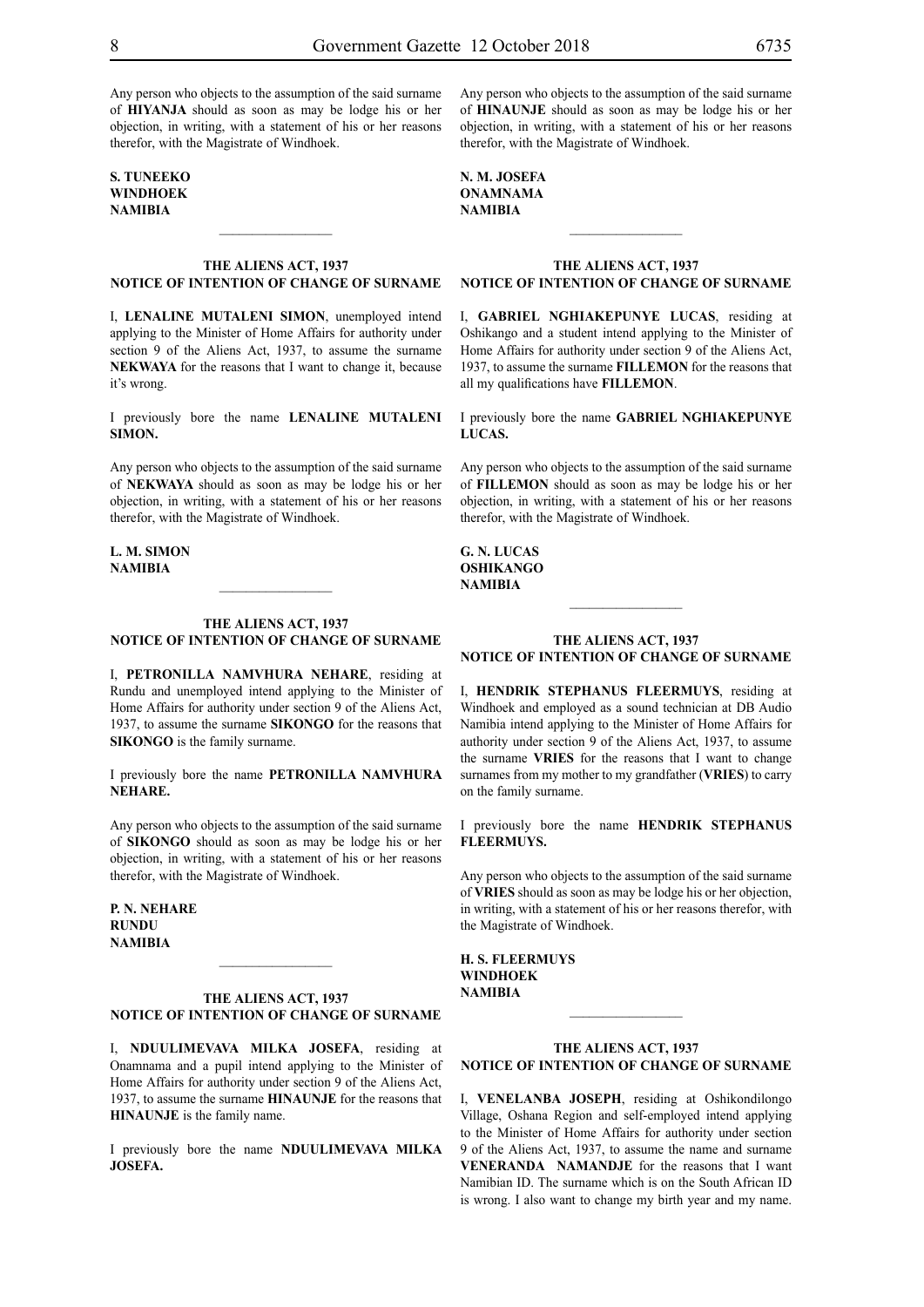Any person who objects to the assumption of the said surname of **HIYANJA** should as soon as may be lodge his or her objection, in writing, with a statement of his or her reasons therefor, with the Magistrate of Windhoek.

**S. TUNEEKO**
**WINDHOEK**
**NAMIBIA**

---

**THE ALIENS ACT, 1937**
**NOTICE OF INTENTION OF CHANGE OF SURNAME**

I, **LENALINE MUTALENI SIMON**, unemployed intend applying to the Minister of Home Affairs for authority under section 9 of the Aliens Act, 1937, to assume the surname **NEKWAYA** for the reasons that I want to change it, because it's wrong.

I previously bore the name **LENALINE MUTALENI SIMON.**

Any person who objects to the assumption of the said surname of **NEKWAYA** should as soon as may be lodge his or her objection, in writing, with a statement of his or her reasons therefor, with the Magistrate of Windhoek.

**L. M. SIMON**
**NAMIBIA**

---

**THE ALIENS ACT, 1937**
**NOTICE OF INTENTION OF CHANGE OF SURNAME**

I, **PETRONILLA NAMVHURA NEHARE**, residing at Rundu and unemployed intend applying to the Minister of Home Affairs for authority under section 9 of the Aliens Act, 1937, to assume the surname **SIKONGO** for the reasons that **SIKONGO** is the family surname.

I previously bore the name **PETRONILLA NAMVHURA NEHARE.**

Any person who objects to the assumption of the said surname of **SIKONGO** should as soon as may be lodge his or her objection, in writing, with a statement of his or her reasons therefor, with the Magistrate of Windhoek.

**P. N. NEHARE**
**RUNDU**
**NAMIBIA**

---

**THE ALIENS ACT, 1937**
**NOTICE OF INTENTION OF CHANGE OF SURNAME**

I, **NDUULIMEVAVA MILKA JOSEFA**, residing at Onamnama and a pupil intend applying to the Minister of Home Affairs for authority under section 9 of the Aliens Act, 1937, to assume the surname **HINAUNJE** for the reasons that **HINAUNJE** is the family name.

I previously bore the name **NDUULIMEVAVA MILKA JOSEFA.**

Any person who objects to the assumption of the said surname of **HINAUNJE** should as soon as may be lodge his or her objection, in writing, with a statement of his or her reasons therefor, with the Magistrate of Windhoek.

**N. M. JOSEFA**
**ONAMNAMA**
**NAMIBIA**

---

**THE ALIENS ACT, 1937**
**NOTICE OF INTENTION OF CHANGE OF SURNAME**

I, **GABRIEL NGHIAKEPUNYE LUCAS**, residing at Oshikango and a student intend applying to the Minister of Home Affairs for authority under section 9 of the Aliens Act, 1937, to assume the surname **FILLEMON** for the reasons that all my qualifications have **FILLEMON**.

I previously bore the name **GABRIEL NGHIAKEPUNYE LUCAS.**

Any person who objects to the assumption of the said surname of **FILLEMON** should as soon as may be lodge his or her objection, in writing, with a statement of his or her reasons therefor, with the Magistrate of Windhoek.

**G. N. LUCAS**
**OSHIKANGO**
**NAMIBIA**

---

**THE ALIENS ACT, 1937**
**NOTICE OF INTENTION OF CHANGE OF SURNAME**

I, **HENDRIK STEPHANUS FLEERMUYS**, residing at Windhoek and employed as a sound technician at DB Audio Namibia intend applying to the Minister of Home Affairs for authority under section 9 of the Aliens Act, 1937, to assume the surname **VRIES** for the reasons that I want to change surnames from my mother to my grandfather (**VRIES**) to carry on the family surname.

I previously bore the name **HENDRIK STEPHANUS FLEERMUYS.**

Any person who objects to the assumption of the said surname of **VRIES** should as soon as may be lodge his or her objection, in writing, with a statement of his or her reasons therefor, with the Magistrate of Windhoek.

**H. S. FLEERMUYS**
**WINDHOEK**
**NAMIBIA**

---

**THE ALIENS ACT, 1937**
**NOTICE OF INTENTION OF CHANGE OF SURNAME**

I, **VENELANBA JOSEPH**, residing at Oshikondilongo Village, Oshana Region and self-employed intend applying to the Minister of Home Affairs for authority under section 9 of the Aliens Act, 1937, to assume the name and surname **VENERANDA NAMANDJE** for the reasons that I want Namibian ID. The surname which is on the South African ID is wrong. I also want to change my birth year and my name.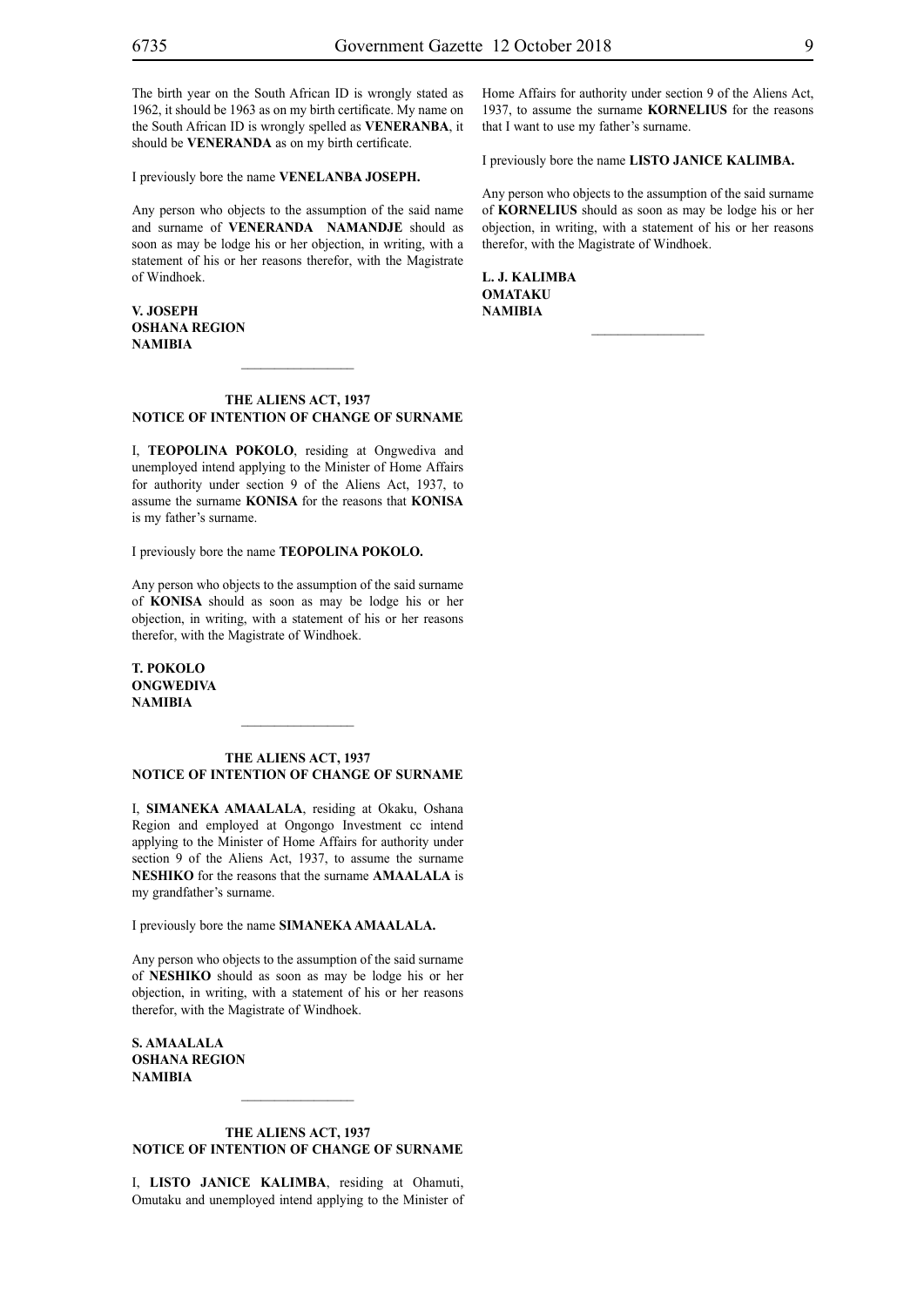The birth year on the South African ID is wrongly stated as 1962, it should be 1963 as on my birth certificate. My name on the South African ID is wrongly spelled as **VENERANBA**, it should be **VENERANDA** as on my birth certificate.

I previously bore the name **VENELANBA JOSEPH.**

Any person who objects to the assumption of the said name and surname of **VENERANDA NAMANDJE** should as soon as may be lodge his or her objection, in writing, with a statement of his or her reasons therefor, with the Magistrate of Windhoek.

**V. JOSEPH**
**OSHANA REGION**
**NAMIBIA**

---

**THE ALIENS ACT, 1937**
**NOTICE OF INTENTION OF CHANGE OF SURNAME**

I, **TEOPOLINA POKOLO**, residing at Ongwediva and unemployed intend applying to the Minister of Home Affairs for authority under section 9 of the Aliens Act, 1937, to assume the surname **KONISA** for the reasons that **KONISA** is my father's surname.

I previously bore the name **TEOPOLINA POKOLO.**

Any person who objects to the assumption of the said surname of **KONISA** should as soon as may be lodge his or her objection, in writing, with a statement of his or her reasons therefor, with the Magistrate of Windhoek.

**T. POKOLO**
**ONGWEDIVA**
**NAMIBIA**

---

**THE ALIENS ACT, 1937**
**NOTICE OF INTENTION OF CHANGE OF SURNAME**

I, **SIMANEKA AMAALALA**, residing at Okaku, Oshana Region and employed at Ongongo Investment cc intend applying to the Minister of Home Affairs for authority under section 9 of the Aliens Act, 1937, to assume the surname **NESHIKO** for the reasons that the surname **AMAALALA** is my grandfather's surname.

I previously bore the name **SIMANEKA AMAALALA.**

Any person who objects to the assumption of the said surname of **NESHIKO** should as soon as may be lodge his or her objection, in writing, with a statement of his or her reasons therefor, with the Magistrate of Windhoek.

**S. AMAALALA**
**OSHANA REGION**
**NAMIBIA**

---

**THE ALIENS ACT, 1937**
**NOTICE OF INTENTION OF CHANGE OF SURNAME**

I, **LISTO JANICE KALIMBA**, residing at Ohamuti, Omutaku and unemployed intend applying to the Minister of Home Affairs for authority under section 9 of the Aliens Act, 1937, to assume the surname **KORNELIUS** for the reasons that I want to use my father's surname.

I previously bore the name **LISTO JANICE KALIMBA.**

Any person who objects to the assumption of the said surname of **KORNELIUS** should as soon as may be lodge his or her objection, in writing, with a statement of his or her reasons therefor, with the Magistrate of Windhoek.

**L. J. KALIMBA**
**OMATAKU**
**NAMIBIA**

---